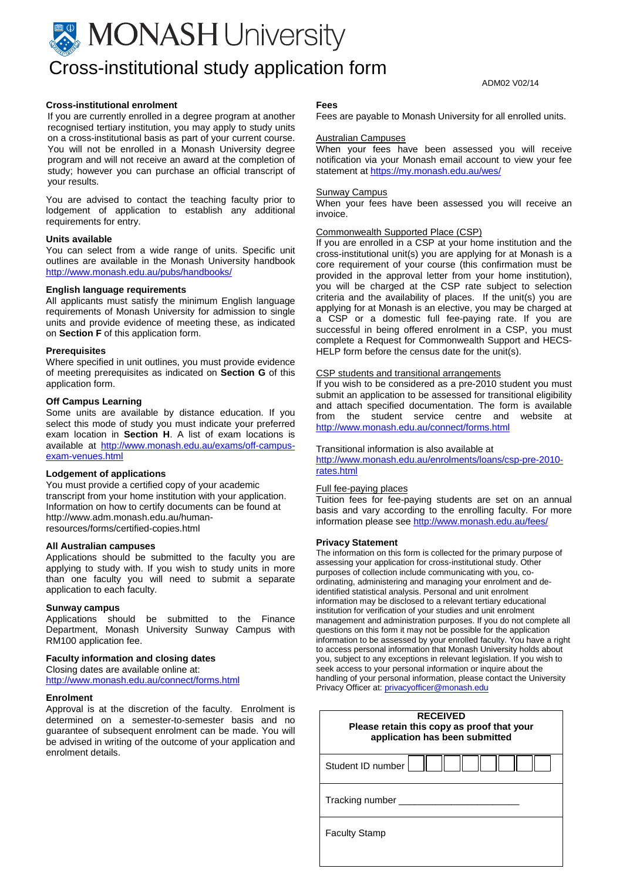# MONASH University

# Cross-institutional study application form

ADM02 V02/14

### Cross-institutional enrolment

If you are currently enrolled in a degree program at another recognised tertiary institution, you may apply to study units on a cross-institutional basis as part of your current course. You will not be enrolled in a Monash University degree program and will not receive an award at the completion of study; however you can purchase an official transcript of your results.

You are advised to contact the teaching faculty prior to lodgement of application to establish any additional requirements for entry.

### Units available

You can select from a wide range of units. Specific unit outlines are available in the Monash University handbook http://www.monash.edu.au/pubs/handbooks/

### English language requirements

All applicants must satisfy the minimum English language requirements of Monash University for admission to single units and provide evidence of meeting these, as indicated on **Section F** of this application form.

### Prerequisites

Where specified in unit outlines, you must provide evidence of meeting prerequisites as indicated on **Section G** of this application form.

### Off Campus Learning

Some units are available by distance education. If you select this mode of study you must indicate your preferred exam location in **Section H**. A list of exam locations is available at http://www.monash.edu.au/exams/off-campus-exam-venues.html

### Lodgement of applications

You must provide a certified copy of your academic transcript from your home institution with your application. Information on how to certify documents can be found at http://www.adm.monash.edu.au/human-resources/forms/certified-copies.html

### All Australian campuses

Applications should be submitted to the faculty you are applying to study with. If you wish to study units in more than one faculty you will need to submit a separate application to each faculty.

### Sunway campus

Applications should be submitted to the Finance Department, Monash University Sunway Campus with RM100 application fee.

### Faculty information and closing dates

Closing dates are available online at:
http://www.monash.edu.au/connect/forms.html

### Enrolment

Approval is at the discretion of the faculty. Enrolment is determined on a semester-to-semester basis and no guarantee of subsequent enrolment can be made. You will be advised in writing of the outcome of your application and enrolment details.

### Fees

Fees are payable to Monash University for all enrolled units.

Australian Campuses

When your fees have been assessed you will receive notification via your Monash email account to view your fee statement at https://my.monash.edu.au/wes/

Sunway Campus

When your fees have been assessed you will receive an invoice.

Commonwealth Supported Place (CSP)

If you are enrolled in a CSP at your home institution and the cross-institutional unit(s) you are applying for at Monash is a core requirement of your course (this confirmation must be provided in the approval letter from your home institution), you will be charged at the CSP rate subject to selection criteria and the availability of places. If the unit(s) you are applying for at Monash is an elective, you may be charged at a CSP or a domestic full fee-paying rate. If you are successful in being offered enrolment in a CSP, you must complete a Request for Commonwealth Support and HECS-HELP form before the census date for the unit(s).

CSP students and transitional arrangements

If you wish to be considered as a pre-2010 student you must submit an application to be assessed for transitional eligibility and attach specified documentation. The form is available from the student service centre and website at http://www.monash.edu.au/connect/forms.html

Transitional information is also available at
http://www.monash.edu.au/enrolments/loans/csp-pre-2010-rates.html

Full fee-paying places

Tuition fees for fee-paying students are set on an annual basis and vary according to the enrolling faculty. For more information please see http://www.monash.edu.au/fees/

### Privacy Statement

The information on this form is collected for the primary purpose of assessing your application for cross-institutional study. Other purposes of collection include communicating with you, co-ordinating, administering and managing your enrolment and de-identified statistical analysis. Personal and unit enrolment information may be disclosed to a relevant tertiary educational institution for verification of your studies and unit enrolment management and administration purposes. If you do not complete all questions on this form it may not be possible for the application information to be assessed by your enrolled faculty. You have a right to access personal information that Monash University holds about you, subject to any exceptions in relevant legislation. If you wish to seek access to your personal information or inquire about the handling of your personal information, please contact the University Privacy Officer at: privacyofficer@monash.edu

| **RECEIVED**<br>**Please retain this copy as proof that your application has been submitted** |
|---|
| Student ID number ☐☐☐☐☐☐☐☐ |
| Tracking number ______________________ |
| Faculty Stamp |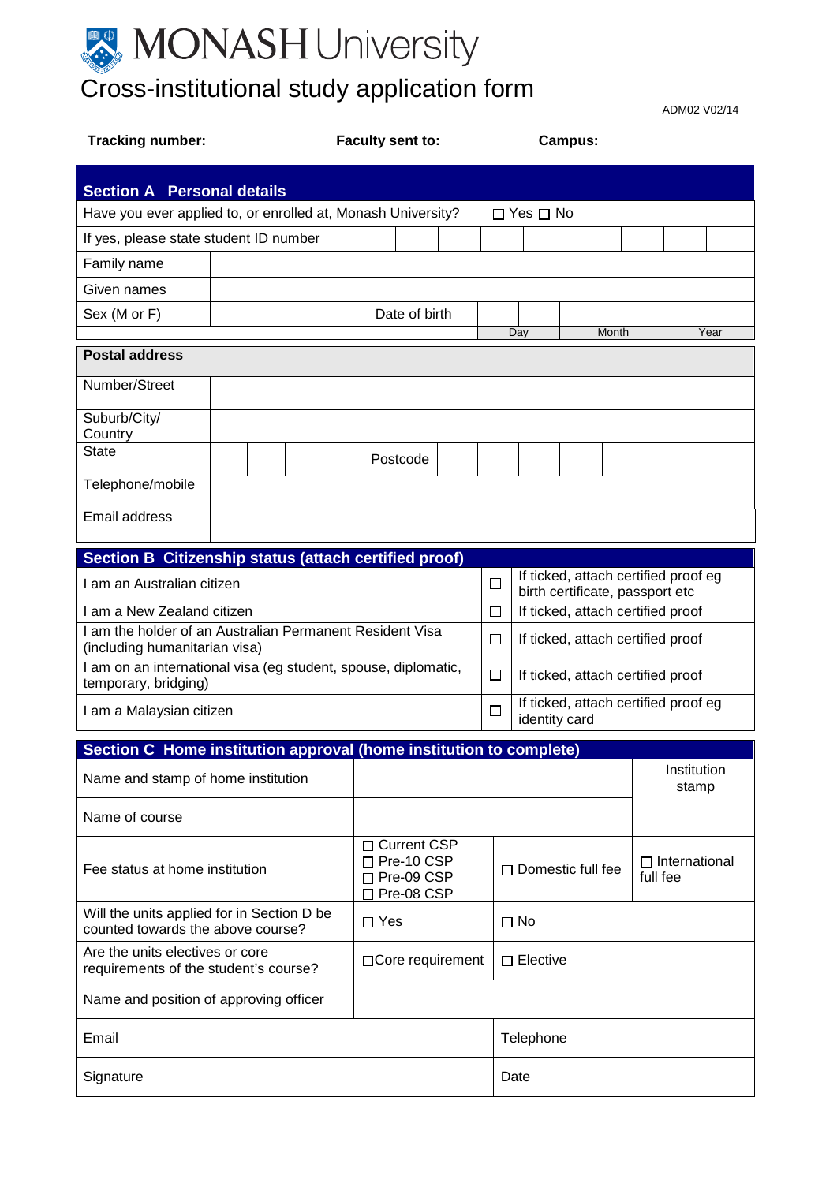# MONASH University

# Cross-institutional study application form

ADM02 V02/14

**Tracking number:** **Faculty sent to:** **Campus:**

## Section A Personal details

| | | | | | | | | | | | | |
|---|---|---|---|---|---|---|---|---|---|---|---|---|
| Have you ever applied to, or enrolled at, Monash University? | | | | | | ☐ Yes ☐ No | | | | | | |
| If yes, please state student ID number | | | | | | | | | | | | |
| Family name | | | | | | | | | | | | |
| Given names | | | | | | | | | | | | |
| Sex (M or F) | | Date of birth | | | | | | | | | | |
| | | | | Day | | Month | | Year | | | | |

| **Postal address** | |
|---|---|
| Number/Street | |
| Suburb/City/ Country | |
| State | Postcode |
| Telephone/mobile | |
| Email address | |

## Section B Citizenship status (attach certified proof)

| | | |
|---|---|---|
| I am an Australian citizen | ☐ | If ticked, attach certified proof eg birth certificate, passport etc |
| I am a New Zealand citizen | ☐ | If ticked, attach certified proof |
| I am the holder of an Australian Permanent Resident Visa (including humanitarian visa) | ☐ | If ticked, attach certified proof |
| I am on an international visa (eg student, spouse, diplomatic, temporary, bridging) | ☐ | If ticked, attach certified proof |
| I am a Malaysian citizen | ☐ | If ticked, attach certified proof eg identity card |

## Section C Home institution approval (home institution to complete)

| | | | |
|---|---|---|---|
| Name and stamp of home institution | | | Institution stamp |
| Name of course | | | |
| Fee status at home institution | ☐ Current CSP<br>☐ Pre-10 CSP<br>☐ Pre-09 CSP<br>☐ Pre-08 CSP | ☐ Domestic full fee | ☐ International full fee |
| Will the units applied for in Section D be counted towards the above course? | ☐ Yes | ☐ No | |
| Are the units electives or core requirements of the student's course? | ☐Core requirement | ☐ Elective | |
| Name and position of approving officer | | | |
| Email | | Telephone | |
| Signature | | Date | |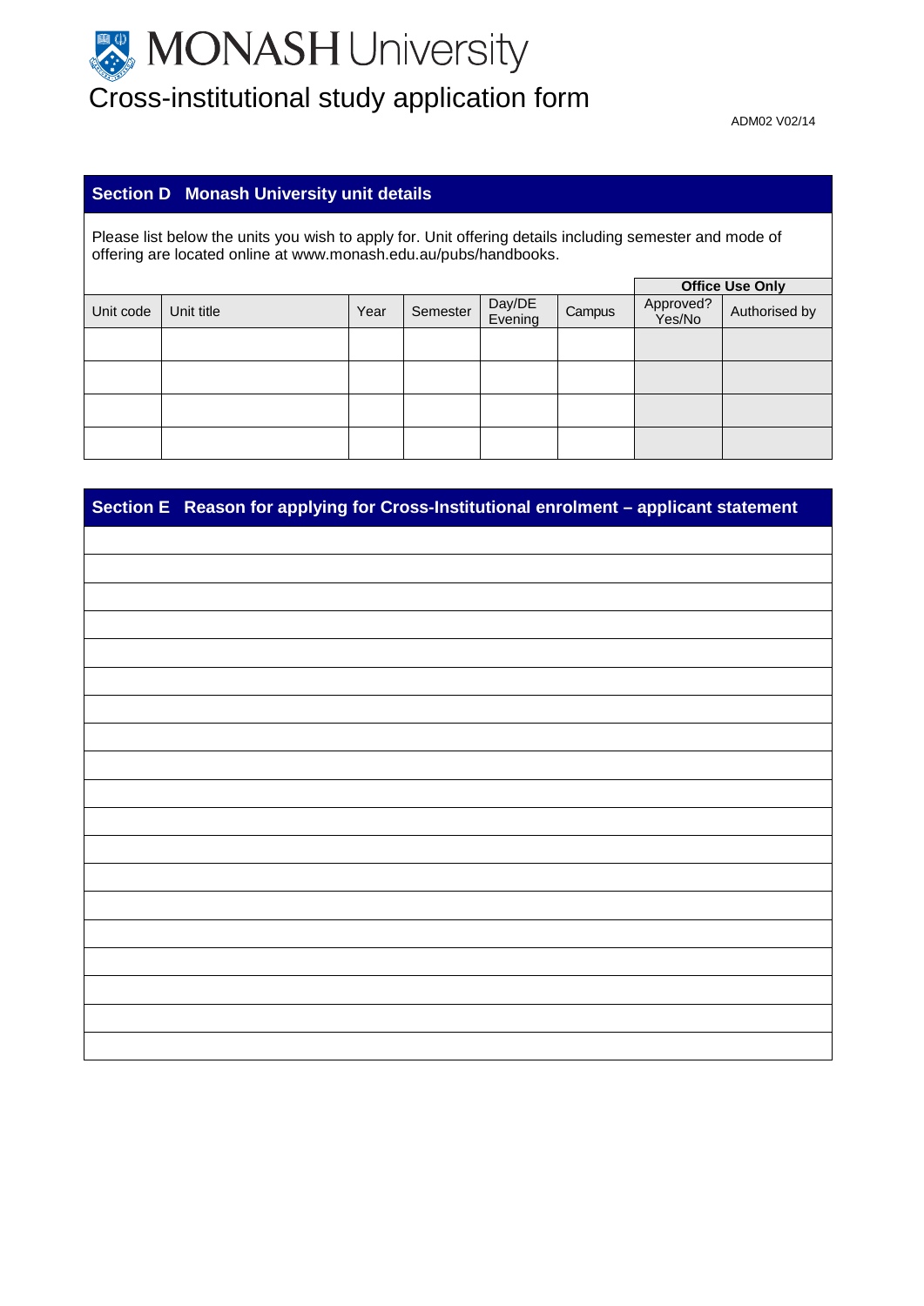# MONASH University

## Cross-institutional study application form

ADM02 V02/14

## Section D Monash University unit details

Please list below the units you wish to apply for. Unit offering details including semester and mode of offering are located online at www.monash.edu.au/pubs/handbooks.

| | | | | | | **Office Use Only** | |
|---|---|---|---|---|---|---|---|
| Unit code | Unit title | Year | Semester | Day/DE Evening | Campus | Approved? Yes/No | Authorised by |
| | | | | | | | |
| | | | | | | | |
| | | | | | | | |
| | | | | | | | |

## Section E Reason for applying for Cross-Institutional enrolment – applicant statement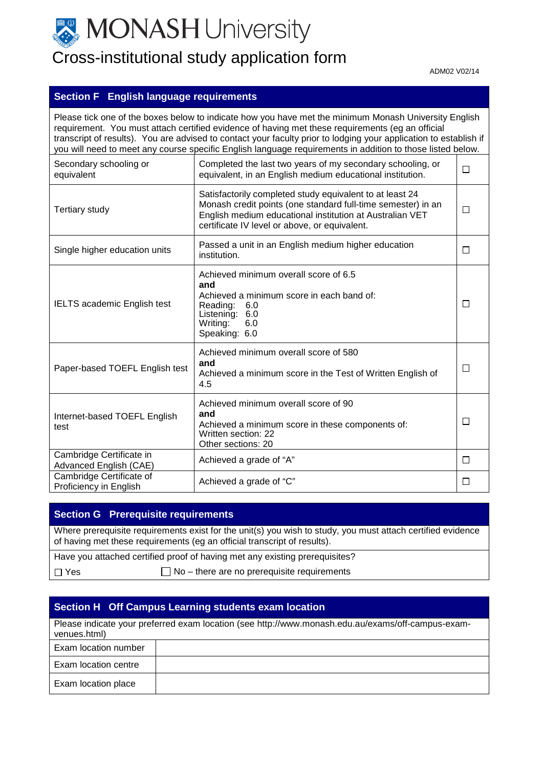# MONASH University

# Cross-institutional study application form

ADM02 V02/14

## Section F English language requirements

Please tick one of the boxes below to indicate how you have met the minimum Monash University English requirement. You must attach certified evidence of having met these requirements (eg an official transcript of results). You are advised to contact your faculty prior to lodging your application to establish if you will need to meet any course specific English language requirements in addition to those listed below.

| | | |
|---|---|---|
| Secondary schooling or equivalent | Completed the last two years of my secondary schooling, or equivalent, in an English medium educational institution. | ☐ |
| Tertiary study | Satisfactorily completed study equivalent to at least 24 Monash credit points (one standard full-time semester) in an English medium educational institution at Australian VET certificate IV level or above, or equivalent. | ☐ |
| Single higher education units | Passed a unit in an English medium higher education institution. | ☐ |
| IELTS academic English test | Achieved minimum overall score of 6.5 **and** Achieved a minimum score in each band of: Reading: 6.0 Listening: 6.0 Writing: 6.0 Speaking: 6.0 | ☐ |
| Paper-based TOEFL English test | Achieved minimum overall score of 580 **and** Achieved a minimum score in the Test of Written English of 4.5 | ☐ |
| Internet-based TOEFL English test | Achieved minimum overall score of 90 **and** Achieved a minimum score in these components of: Written section: 22 Other sections: 20 | ☐ |
| Cambridge Certificate in Advanced English (CAE) | Achieved a grade of "A" | ☐ |
| Cambridge Certificate of Proficiency in English | Achieved a grade of "C" | ☐ |

## Section G Prerequisite requirements

Where prerequisite requirements exist for the unit(s) you wish to study, you must attach certified evidence of having met these requirements (eg an official transcript of results).

Have you attached certified proof of having met any existing prerequisites?

☐ Yes ☐ No – there are no prerequisite requirements

## Section H Off Campus Learning students exam location

Please indicate your preferred exam location (see http://www.monash.edu.au/exams/off-campus-exam-venues.html)

| | |
|---|---|
| Exam location number | |
| Exam location centre | |
| Exam location place | |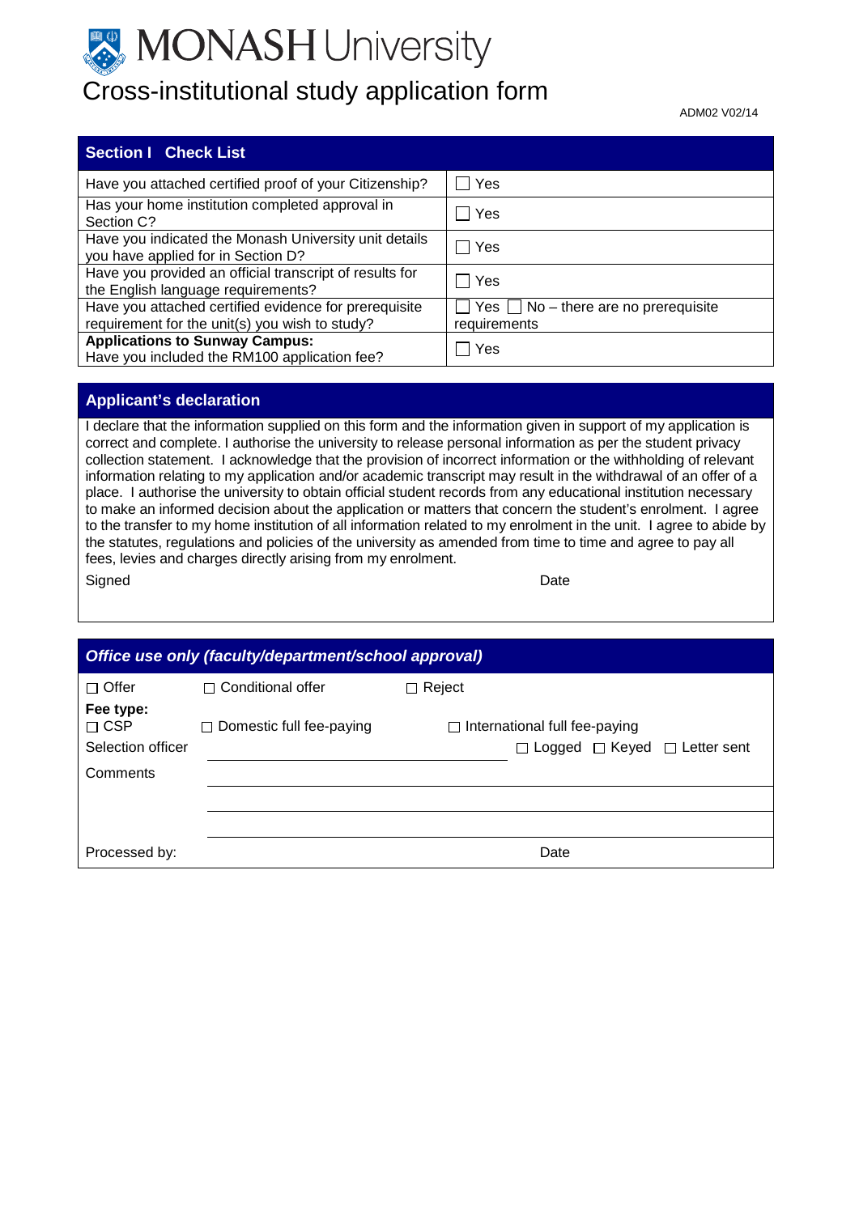# MONASH University

## Cross-institutional study application form

ADM02 V02/14

| Section I Check List | |
|---|---|
| Have you attached certified proof of your Citizenship? | ☐ Yes |
| Has your home institution completed approval in Section C? | ☐ Yes |
| Have you indicated the Monash University unit details you have applied for in Section D? | ☐ Yes |
| Have you provided an official transcript of results for the English language requirements? | ☐ Yes |
| Have you attached certified evidence for prerequisite requirement for the unit(s) you wish to study? | ☐ Yes ☐ No – there are no prerequisite requirements |
| **Applications to Sunway Campus:** Have you included the RM100 application fee? | ☐ Yes |

### Applicant's declaration

I declare that the information supplied on this form and the information given in support of my application is correct and complete. I authorise the university to release personal information as per the student privacy collection statement. I acknowledge that the provision of incorrect information or the withholding of relevant information relating to my application and/or academic transcript may result in the withdrawal of an offer of a place. I authorise the university to obtain official student records from any educational institution necessary to make an informed decision about the application or matters that concern the student's enrolment. I agree to the transfer to my home institution of all information related to my enrolment in the unit. I agree to abide by the statutes, regulations and policies of the university as amended from time to time and agree to pay all fees, levies and charges directly arising from my enrolment.

Signed

Date

### *Office use only (faculty/department/school approval)*

☐ Offer ☐ Conditional offer ☐ Reject

**Fee type:**
☐ CSP ☐ Domestic full fee-paying ☐ International full fee-paying

Selection officer ______________________ ☐ Logged ☐ Keyed ☐ Letter sent

Comments ______________________

______________________

______________________

Processed by: Date